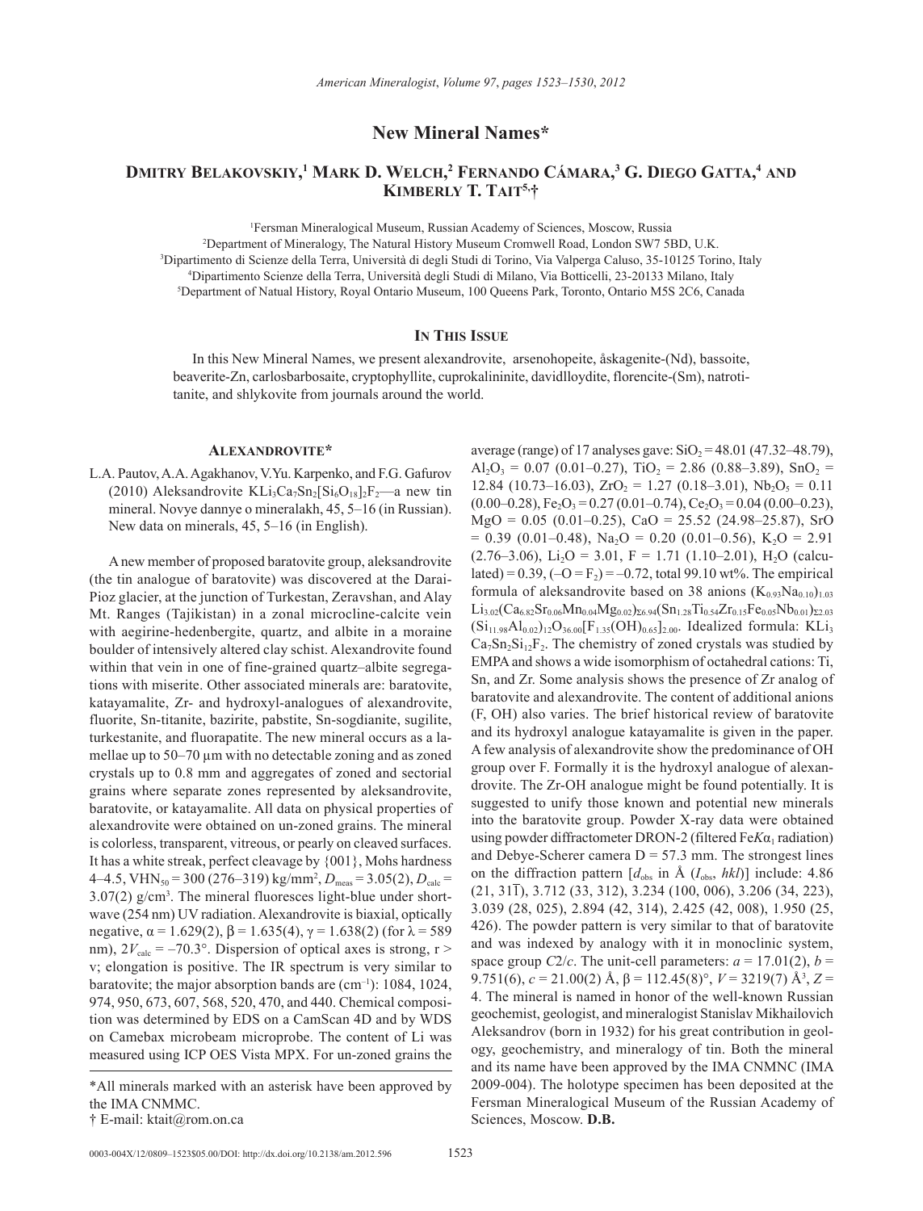# New Mineral Names*

## Dmitry Belakovskiy,[1] Mark D. Welch,[2] Fernando Cámara,[3] G. Diego Gatta,[4] and Kimberly T. Tait[5,†]

[1]Fersman Mineralogical Museum, Russian Academy of Sciences, Moscow, Russia
[2]Department of Mineralogy, The Natural History Museum Cromwell Road, London SW7 5BD, U.K.
[3]Dipartimento di Scienze della Terra, Università di degli Studi di Torino, Via Valperga Caluso, 35-10125 Torino, Italy
[4]Dipartimento Scienze della Terra, Università degli Studi di Milano, Via Botticelli, 23-20133 Milano, Italy
[5]Department of Natual History, Royal Ontario Museum, 100 Queens Park, Toronto, Ontario M5S 2C6, Canada

### In This Issue

In this New Mineral Names, we present alexandrovite, arsenohopeite, åskagenite-(Nd), bassoite, beaverite-Zn, carlosbarbosaite, cryptophyllite, cuprokalininite, davidlloydite, florencite-(Sm), natrotitanite, and shlykovite from journals around the world.

### Alexandrovite*

L.A. Pautov, A.A. Agakhanov, V.Yu. Karpenko, and F.G. Gafurov (2010) Aleksandrovite $KLi_3Ca_7Sn_2[Si_6O_{18}]_2F_2$—a new tin mineral. Novye dannye o mineralakh, 45, 5–16 (in Russian). New data on minerals, 45, 5–16 (in English).

A new member of proposed baratovite group, aleksandrovite (the tin analogue of baratovite) was discovered at the Darai-Pioz glacier, at the junction of Turkestan, Zeravshan, and Alay Mt. Ranges (Tajikistan) in a zonal microcline-calcite vein with aegirine-hedenbergite, quartz, and albite in a moraine boulder of intensively altered clay schist. Alexandrovite found within that vein in one of fine-grained quartz–albite segregations with miserite. Other associated minerals are: baratovite, katayamalite, Zr- and hydroxyl-analogues of alexandrovite, fluorite, Sn-titanite, bazirite, pabstite, Sn-sogdianite, sugilite, turkestanite, and fluorapatite. The new mineral occurs as a lamellae up to 50–70 µm with no detectable zoning and as zoned crystals up to 0.8 mm and aggregates of zoned and sectorial grains where separate zones represented by aleksandrovite, baratovite, or katayamalite. All data on physical properties of alexandrovite were obtained on un-zoned grains. The mineral is colorless, transparent, vitreous, or pearly on cleaved surfaces. It has a white streak, perfect cleavage by {001}, Mohs hardness 4–4.5, $VHN_{50}$ = 300 (276–319) kg/mm$^2$, $D_{meas}$ = 3.05(2), $D_{calc}$ = 3.07(2) g/cm$^3$. The mineral fluoresces light-blue under short-wave (254 nm) UV radiation. Alexandrovite is biaxial, optically negative, α = 1.629(2), β = 1.635(4), γ = 1.638(2) (for λ = 589 nm), $2V_{calc}$ = –70.3°. Dispersion of optical axes is strong, r > v; elongation is positive. The IR spectrum is very similar to baratovite; the major absorption bands are (cm$^{-1}$): 1084, 1024, 974, 950, 673, 607, 568, 520, 470, and 440. Chemical composition was determined by EDS on a CamScan 4D and by WDS on Camebax microbeam microprobe. The content of Li was measured using ICP OES Vista MPX. For un-zoned grains the average (range) of 17 analyses gave: $SiO_2$ = 48.01 (47.32–48.79), $Al_2O_3$ = 0.07 (0.01–0.27), $TiO_2$ = 2.86 (0.88–3.89), $SnO_2$ = 12.84 (10.73–16.03), $ZrO_2$ = 1.27 (0.18–3.01), $Nb_2O_5$ = 0.11 (0.00–0.28), $Fe_2O_3$ = 0.27 (0.01–0.74), $Ce_2O_3$ = 0.04 (0.00–0.23), MgO = 0.05 (0.01–0.25), CaO = 25.52 (24.98–25.87), SrO = 0.39 (0.01–0.48), $Na_2O$ = 0.20 (0.01–0.56), $K_2O$ = 2.91 (2.76–3.06), $Li_2O$ = 3.01, F = 1.71 (1.10–2.01), $H_2O$ (calculated) = 0.39, (–O = $F_2$) = –0.72, total 99.10 wt%. The empirical formula of aleksandrovite based on 38 anions $(K_{0.93}Na_{0.10})_{1.03}Li_{3.02}(Ca_{6.82}Sr_{0.06}Mn_{0.04}Mg_{0.02})_{\Sigma 6.94}(Sn_{1.28}Ti_{0.54}Zr_{0.15}Fe_{0.05}Nb_{0.01})_{\Sigma 2.03}(Si_{11.98}Al_{0.02})_{12}O_{36.00}[F_{1.35}(OH)_{0.65}]_{2.00}$. Idealized formula: $KLi_3Ca_7Sn_2Si_{12}F_2$. The chemistry of zoned crystals was studied by EMPA and shows a wide isomorphism of octahedral cations: Ti, Sn, and Zr. Some analysis shows the presence of Zr analog of baratovite and alexandrovite. The content of additional anions (F, OH) also varies. The brief historical review of baratovite and its hydroxyl analogue katayamalite is given in the paper. A few analysis of alexandrovite show the predominance of OH group over F. Formally it is the hydroxyl analogue of alexandrovite. The Zr-OH analogue might be found potentially. It is suggested to unify those known and potential new minerals into the baratovite group. Powder X-ray data were obtained using powder diffractometer DRON-2 (filtered Fe$K\alpha_1$ radiation) and Debye-Scherer camera D = 57.3 mm. The strongest lines on the diffraction pattern [$d_{obs}$ in Å ($I_{obs}$, $hkl$)] include: 4.86 (21, 31$\bar{1}$), 3.712 (33, 312), 3.234 (100, 006), 3.206 (34, 223), 3.039 (28, 025), 2.894 (42, 314), 2.425 (42, 008), 1.950 (25, 426). The powder pattern is very similar to that of baratovite and was indexed by analogy with it in monoclinic system, space group $C2/c$. The unit-cell parameters: $a$ = 17.01(2), $b$ = 9.751(6), $c$ = 21.00(2) Å, β = 112.45(8)°, $V$ = 3219(7) Å$^3$, $Z$ = 4. The mineral is named in honor of the well-known Russian geochemist, geologist, and mineralogist Stanislav Mikhailovich Aleksandrov (born in 1932) for his great contribution in geology, geochemistry, and mineralogy of tin. Both the mineral and its name have been approved by the IMA CNMNC (IMA 2009-004). The holotype specimen has been deposited at the Fersman Mineralogical Museum of the Russian Academy of Sciences, Moscow. **D.B.**

---

*All minerals marked with an asterisk have been approved by the IMA CNMMC.
† E-mail: ktait@rom.on.ca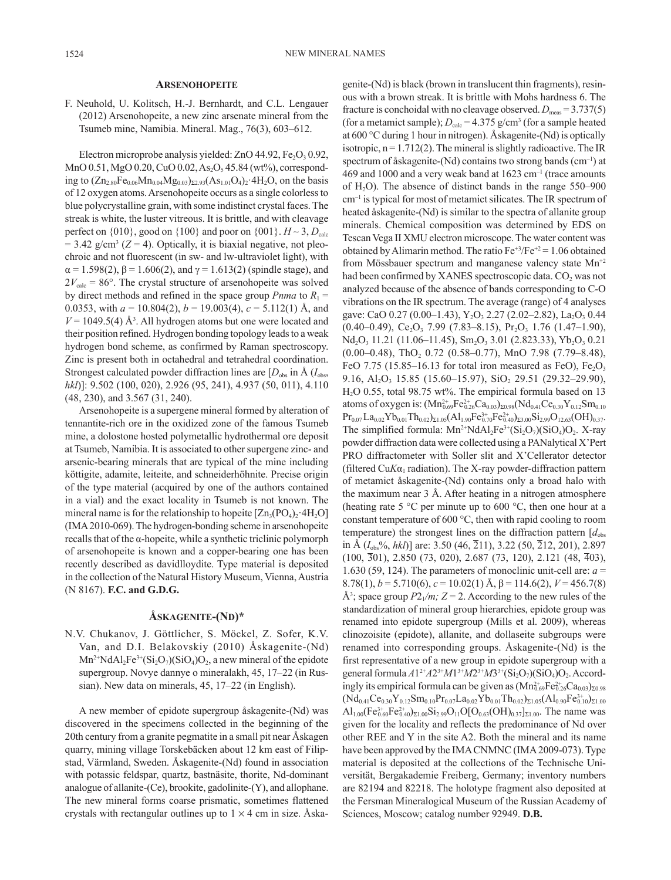## ARSENOHOPEITE

F. Neuhold, U. Kolitsch, H.-J. Bernhardt, and C.L. Lengauer (2012) Arsenohopeite, a new zinc arsenate mineral from the Tsumeb mine, Namibia. Mineral. Mag., 76(3), 603–612.

Electron microprobe analysis yielded: ZnO 44.92, $Fe_2O_3$ 0.92, MnO 0.51, MgO 0.20, CuO 0.02, $As_2O_5$ 45.84 (wt%), corresponding to $(Zn_{2.80}Fe_{0.06}Mn_{0.04}Mg_{0.03})_{\Sigma 2.93}(As_{1.01}O_4)_2{\cdot}4H_2O$, on the basis of 12 oxygen atoms. Arsenohopeite occurs as a single colorless to blue polycrystalline grain, with some indistinct crystal faces. The streak is white, the luster vitreous. It is brittle, and with cleavage perfect on {010}, good on {100} and poor on {001}. $H \sim 3$, $D_{calc}$ = 3.42 g/cm$^3$ ($Z$ = 4). Optically, it is biaxial negative, not pleochroic and not fluorescent (in sw- and lw-ultraviolet light), with $\alpha$ = 1.598(2), $\beta$ = 1.606(2), and $\gamma$ = 1.613(2) (spindle stage), and $2V_{calc}$ = 86°. The crystal structure of arsenohopeite was solved by direct methods and refined in the space group *Pnma* to $R_1$ = 0.0353, with $a$ = 10.804(2), $b$ = 19.003(4), $c$ = 5.112(1) Å, and $V$ = 1049.5(4) Å$^3$. All hydrogen atoms but one were located and their position refined. Hydrogen bonding topology leads to a weak hydrogen bond scheme, as confirmed by Raman spectroscopy. Zinc is present both in octahedral and tetrahedral coordination. Strongest calculated powder diffraction lines are [$D_{obs}$ in Å ($I_{obs}$, *hkl*)]: 9.502 (100, 020), 2.926 (95, 241), 4.937 (50, 011), 4.110 (48, 230), and 3.567 (31, 240).

Arsenohopeite is a supergene mineral formed by alteration of tennantite-rich ore in the oxidized zone of the famous Tsumeb mine, a dolostone hosted polymetallic hydrothermal ore deposit at Tsumeb, Namibia. It is associated to other supergene zinc- and arsenic-bearing minerals that are typical of the mine including köttigite, adamite, leiteite, and schneiderhöhnite. Precise origin of the type material (acquired by one of the authors contained in a vial) and the exact locality in Tsumeb is not known. The mineral name is for the relationship to hopeite $[Zn_3(PO_4)_2{\cdot}4H_2O]$ (IMA 2010-069). The hydrogen-bonding scheme in arsenohopeite recalls that of the α-hopeite, while a synthetic triclinic polymorph of arsenohopeite is known and a copper-bearing one has been recently described as davidlloydite. Type material is deposited in the collection of the Natural History Museum, Vienna, Austria (N 8167). **F.C. and G.D.G.**

## ÅSKAGENITE-(ND)*

N.V. Chukanov, J. Göttlicher, S. Möckel, Z. Sofer, K.V. Van, and D.I. Belakovskiy (2010) Åskagenite-(Nd) $Mn^{2+}NdAl_2Fe^{3+}(Si_2O_7)(SiO_4)O_2$, a new mineral of the epidote supergroup. Novye dannye o mineralakh, 45, 17–22 (in Russian). New data on minerals, 45, 17–22 (in English).

A new member of epidote supergroup åskagenite-(Nd) was discovered in the specimens collected in the beginning of the 20th century from a granite pegmatite in a small pit near Åskagen quarry, mining village Torskebäcken about 12 km east of Filipstad, Värmland, Sweden. Åskagenite-(Nd) found in association with potassic feldspar, quartz, bastnäsite, thorite, Nd-dominant analogue of allanite-(Ce), brookite, gadolinite-(Y), and allophane. The new mineral forms coarse prismatic, sometimes flattened crystals with rectangular outlines up to 1 × 4 cm in size. Åskagenite-(Nd) is black (brown in translucent thin fragments), resinous with a brown streak. It is brittle with Mohs hardness 6. The fracture is conchoidal with no cleavage observed. $D_{meas}$ = 3.737(5) (for a metamict sample); $D_{calc}$ = 4.375 g/cm$^3$ (for a sample heated at 600 °C during 1 hour in nitrogen). Åskagenite-(Nd) is optically isotropic, n = 1.712(2). The mineral is slightly radioactive. The IR spectrum of åskagenite-(Nd) contains two strong bands (cm$^{-1}$) at 469 and 1000 and a very weak band at 1623 cm$^{-1}$ (trace amounts of $H_2O$). The absence of distinct bands in the range 550–900 cm$^{-1}$ is typical for most of metamict silicates. The IR spectrum of heated åskagenite-(Nd) is similar to the spectra of allanite group minerals. Chemical composition was determined by EDS on Tescan Vega II XMU electron microscope. The water content was obtained by Alimarin method. The ratio $Fe^{+3}/Fe^{+2}$ = 1.06 obtained from Mössbauer spectrum and manganese valency state $Mn^{+2}$ had been confirmed by XANES spectroscopic data. $CO_2$ was not analyzed because of the absence of bands corresponding to C-O vibrations on the IR spectrum. The average (range) of 4 analyses gave: CaO 0.27 (0.00–1.43), $Y_2O_3$ 2.27 (2.02–2.82), $La_2O_3$ 0.44 (0.40–0.49), $Ce_2O_3$ 7.99 (7.83–8.15), $Pr_2O_3$ 1.76 (1.47–1.90), $Nd_2O_3$ 11.21 (11.06–11.45), $Sm_2O_3$ 3.01 (2.823.33), $Yb_2O_3$ 0.21 (0.00–0.48), $ThO_2$ 0.72 (0.58–0.77), MnO 7.98 (7.79–8.48), FeO 7.75 (15.85–16.13 for total iron measured as FeO), $Fe_2O_3$ 9.16, $Al_2O_3$ 15.85 (15.60–15.97), $SiO_2$ 29.51 (29.32–29.90), $H_2O$ 0.55, total 98.75 wt%. The empirical formula based on 13 atoms of oxygen is: $(Mn^{2+}_{0.69}Fe^{2+}_{0.26}Ca_{0.03})_{\Sigma 0.98}(Nd_{0.41}Ce_{0.30}Y_{0.12}Sm_{0.10}Pr_{0.07}La_{0.02}Yb_{0.01}Th_{0.02})_{\Sigma 1.05}(Al_{1.90}Fe^{3+}_{0.70}Fe^{2+}_{0.40})_{\Sigma 3.00}Si_{2.99}O_{12.63}(OH)_{0.37}$. The simplified formula: $Mn^{2+}NdAl_2Fe^{3+}(Si_2O_7)(SiO_4)O_2$. X-ray powder diffraction data were collected using a PANalytical X'Pert PRO diffractometer with Soller slit and X'Celerator detector (filtered Cu$K\alpha_1$ radiation). The X-ray powder-diffraction pattern of metamict åskagenite-(Nd) contains only a broad halo with the maximum near 3 Å. After heating in a nitrogen atmosphere (heating rate 5 °C per minute up to 600 °C, then one hour at a constant temperature of 600 °C, then with rapid cooling to room temperature) the strongest lines on the diffraction pattern [$d_{obs}$ in Å ($I_{obs}$%, *hkl*)] are: 3.50 (46, $\overline{2}11$), 3.22 (50, $\overline{2}12$, 201), 2.897 (100, $\overline{3}01$), 2.850 (73, 020), 2.687 (73, 120), 2.121 (48, $\overline{4}03$), 1.630 (59, 124). The parameters of monoclinic unit-cell are: $a$ = 8.78(1), $b$ = 5.710(6), $c$ = 10.02(1) Å, $\beta$ = 114.6(2), $V$ = 456.7(8) Å$^3$; space group $P2_1/m$; $Z$ = 2. According to the new rules of the standardization of mineral group hierarchies, epidote group was renamed into epidote supergroup (Mills et al. 2009), whereas clinozoisite (epidote), allanite, and dollaseite subgroups were renamed into corresponding groups. Åskagenite-(Nd) is the first representative of a new group in epidote supergroup with a general formula $A1^{2+}A2^{3+}M1^{3+}M2^{3+}M3^{3+}(Si_2O_7)(SiO_4)O_2$. Accordingly its empirical formula can be given as $(Mn^{2+}_{0.69}Fe^{2+}_{0.26}Ca_{0.03})_{\Sigma 0.98}(Nd_{0.41}Ce_{0.30}Y_{0.12}Sm_{0.10}Pr_{0.07}La_{0.02}Yb_{0.01}Th_{0.02})_{\Sigma 1.05}(Al_{0.90}Fe^{3+}_{0.10})_{\Sigma 1.00}Al_{1.00}(Fe^{3+}_{0.60}Fe^{2+}_{0.40})_{\Sigma 1.00}Si_{2.99}O_{11}O[O_{0.63}(OH)_{0.37}]_{\Sigma 1.00}$. The name was given for the locality and reflects the predominance of Nd over other REE and Y in the site A2. Both the mineral and its name have been approved by the IMA CNMNC (IMA 2009-073). Type material is deposited at the collections of the Technische Universität, Bergakademie Freiberg, Germany; inventory numbers are 82194 and 82218. The holotype fragment also deposited at the Fersman Mineralogical Museum of the Russian Academy of Sciences, Moscow; catalog number 92949. **D.B.**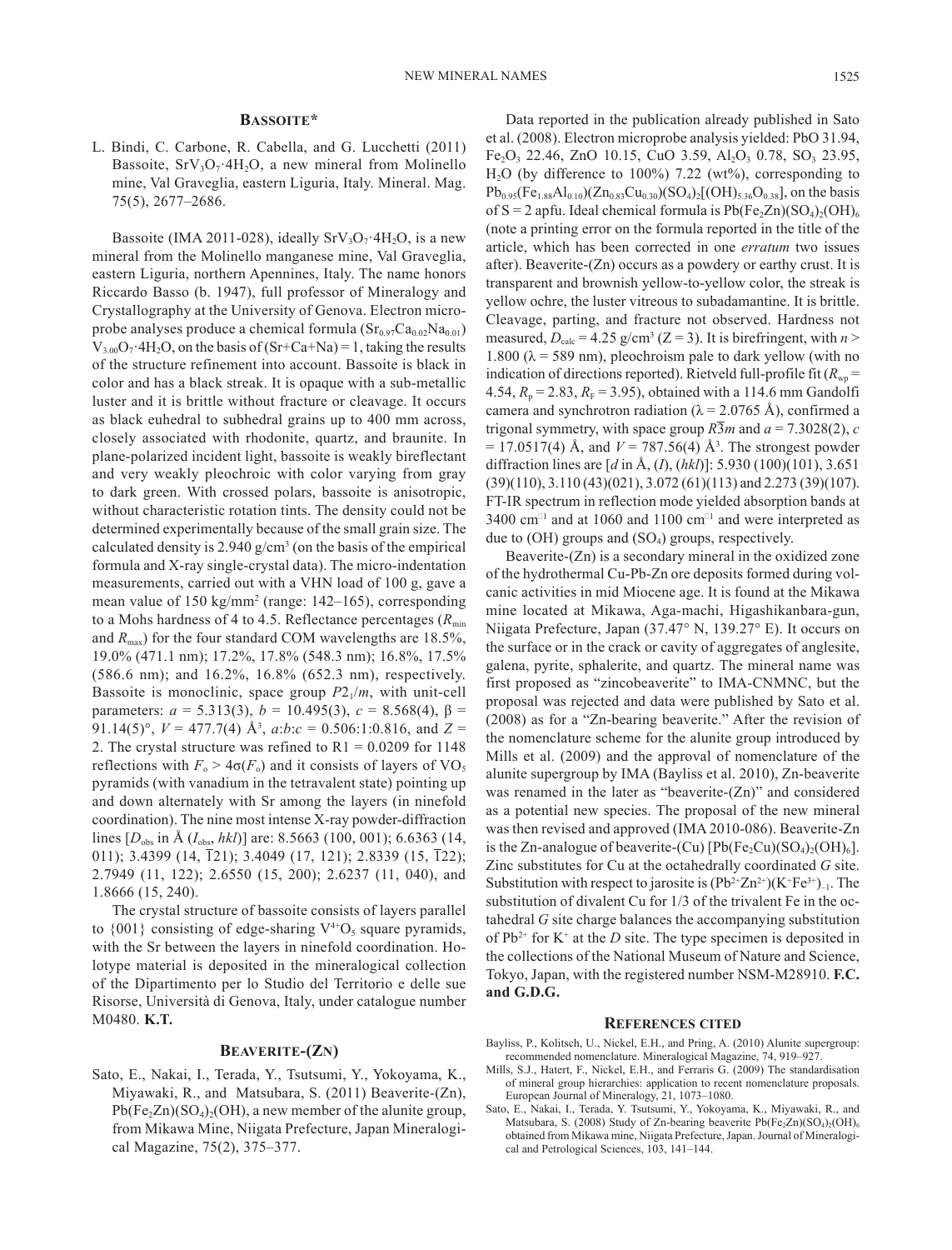## Bassoite*

L. Bindi, C. Carbone, R. Cabella, and G. Lucchetti (2011) Bassoite, $SrV_3O_7·4H_2O$, a new mineral from Molinello mine, Val Graveglia, eastern Liguria, Italy. Mineral. Mag. 75(5), 2677–2686.

Bassoite (IMA 2011-028), ideally $SrV_3O_7·4H_2O$, is a new mineral from the Molinello manganese mine, Val Graveglia, eastern Liguria, northern Apennines, Italy. The name honors Riccardo Basso (b. 1947), full professor of Mineralogy and Crystallography at the University of Genova. Electron microprobe analyses produce a chemical formula $(Sr_{0.97}Ca_{0.02}Na_{0.01})V_{3.00}O_7·4H_2O$, on the basis of (Sr+Ca+Na) = 1, taking the results of the structure refinement into account. Bassoite is black in color and has a black streak. It is opaque with a sub-metallic luster and it is brittle without fracture or cleavage. It occurs as black euhedral to subhedral grains up to 400 mm across, closely associated with rhodonite, quartz, and braunite. In plane-polarized incident light, bassoite is weakly bireflectant and very weakly pleochroic with color varying from gray to dark green. With crossed polars, bassoite is anisotropic, without characteristic rotation tints. The density could not be determined experimentally because of the small grain size. The calculated density is 2.940 g/cm$^3$ (on the basis of the empirical formula and X-ray single-crystal data). The micro-indentation measurements, carried out with a VHN load of 100 g, gave a mean value of 150 kg/mm$^2$ (range: 142–165), corresponding to a Mohs hardness of 4 to 4.5. Reflectance percentages ($R_{min}$ and $R_{max}$) for the four standard COM wavelengths are 18.5%, 19.0% (471.1 nm); 17.2%, 17.8% (548.3 nm); 16.8%, 17.5% (586.6 nm); and 16.2%, 16.8% (652.3 nm), respectively. Bassoite is monoclinic, space group $P2_1/m$, with unit-cell parameters: $a$ = 5.313(3), $b$ = 10.495(3), $c$ = 8.568(4), β = 91.14(5)°, $V$ = 477.7(4) Å$^3$, $a$:$b$:$c$ = 0.506:1:0.816, and $Z$ = 2. The crystal structure was refined to R1 = 0.0209 for 1148 reflections with $F_o > 4σ(F_o)$ and it consists of layers of $VO_5$ pyramids (with vanadium in the tetravalent state) pointing up and down alternately with Sr among the layers (in ninefold coordination). The nine most intense X-ray powder-diffraction lines [$D_{obs}$ in Å ($I_{obs}$, $hkl$)] are: 8.5663 (100, 001); 6.6363 (14, 011); 3.4399 (14, $\bar{1}$21); 3.4049 (17, 121); 2.8339 (15, $\bar{1}$22); 2.7949 (11, 122); 2.6550 (15, 200); 2.6237 (11, 040), and 1.8666 (15, 240).

The crystal structure of bassoite consists of layers parallel to {001} consisting of edge-sharing $V^{4+}O_5$ square pyramids, with the Sr between the layers in ninefold coordination. Holotype material is deposited in the mineralogical collection of the Dipartimento per lo Studio del Territorio e delle sue Risorse, Università di Genova, Italy, under catalogue number M0480. **K.T.**

## Beaverite-(Zn)

Sato, E., Nakai, I., Terada, Y., Tsutsumi, Y., Yokoyama, K., Miyawaki, R., and Matsubara, S. (2011) Beaverite-(Zn), $Pb(Fe_2Zn)(SO_4)_2(OH)$, a new member of the alunite group, from Mikawa Mine, Niigata Prefecture, Japan Mineralogical Magazine, 75(2), 375–377.

Data reported in the publication already published in Sato et al. (2008). Electron microprobe analysis yielded: PbO 31.94, $Fe_2O_3$ 22.46, ZnO 10.15, CuO 3.59, $Al_2O_3$ 0.78, $SO_3$ 23.95, $H_2O$ (by difference to 100%) 7.22 (wt%), corresponding to $Pb_{0.95}(Fe_{1.88}Al_{0.10})(Zn_{0.83}Cu_{0.30})(SO_4)_2[(OH)_{5.36}O_{0.38}]$, on the basis of S = 2 apfu. Ideal chemical formula is $Pb(Fe_2Zn)(SO_4)_2(OH)_6$ (note a printing error on the formula reported in the title of the article, which has been corrected in one *erratum* two issues after). Beaverite-(Zn) occurs as a powdery or earthy crust. It is transparent and brownish yellow-to-yellow color, the streak is yellow ochre, the luster vitreous to subadamantine. It is brittle. Cleavage, parting, and fracture not observed. Hardness not measured, $D_{calc}$ = 4.25 g/cm$^3$ (Z = 3). It is birefringent, with $n$ > 1.800 (λ = 589 nm), pleochroism pale to dark yellow (with no indication of directions reported). Rietveld full-profile fit ($R_{wp}$ = 4.54, $R_p$ = 2.83, $R_F$ = 3.95), obtained with a 114.6 mm Gandolfi camera and synchrotron radiation (λ = 2.0765 Å), confirmed a trigonal symmetry, with space group $R\bar{3}m$ and $a$ = 7.3028(2), $c$ = 17.0517(4) Å, and $V$ = 787.56(4) Å$^3$. The strongest powder diffraction lines are [$d$ in Å, ($I$), ($hkl$)]: 5.930 (100)(101), 3.651 (39)(110), 3.110 (43)(021), 3.072 (61)(113) and 2.273 (39)(107). FT-IR spectrum in reflection mode yielded absorption bands at 3400 cm$^{-1}$ and at 1060 and 1100 cm$^{-1}$ and were interpreted as due to (OH) groups and ($SO_4$) groups, respectively.

Beaverite-(Zn) is a secondary mineral in the oxidized zone of the hydrothermal Cu-Pb-Zn ore deposits formed during volcanic activities in mid Miocene age. It is found at the Mikawa mine located at Mikawa, Aga-machi, Higashikanbara-gun, Niigata Prefecture, Japan (37.47° N, 139.27° E). It occurs on the surface or in the crack or cavity of aggregates of anglesite, galena, pyrite, sphalerite, and quartz. The mineral name was first proposed as "zincobeaverite" to IMA-CNMNC, but the proposal was rejected and data were published by Sato et al. (2008) as for a "Zn-bearing beaverite." After the revision of the nomenclature scheme for the alunite group introduced by Mills et al. (2009) and the approval of nomenclature of the alunite supergroup by IMA (Bayliss et al. 2010), Zn-beaverite was renamed in the later as "beaverite-(Zn)" and considered as a potential new species. The proposal of the new mineral was then revised and approved (IMA 2010-086). Beaverite-Zn is the Zn-analogue of beaverite-(Cu) $[Pb(Fe_2Cu)(SO_4)_2(OH)_6]$. Zinc substitutes for Cu at the octahedrally coordinated $G$ site. Substitution with respect to jarosite is $(Pb^{2+}Zn^{2+})(K^+Fe^{3+})_{-1}$. The substitution of divalent Cu for 1/3 of the trivalent Fe in the octahedral $G$ site charge balances the accompanying substitution of $Pb^{2+}$ for $K^+$ at the $D$ site. The type specimen is deposited in the collections of the National Museum of Nature and Science, Tokyo, Japan, with the registered number NSM-M28910. **F.C. and G.D.G.**

### References cited

Bayliss, P., Kolitsch, U., Nickel, E.H., and Pring, A. (2010) Alunite supergroup: recommended nomenclature. Mineralogical Magazine, 74, 919–927.

Mills, S.J., Hatert, F., Nickel, E.H., and Ferraris G. (2009) The standardisation of mineral group hierarchies: application to recent nomenclature proposals. European Journal of Mineralogy, 21, 1073–1080.

Sato, E., Nakai, I., Terada, Y. Tsutsumi, Y., Yokoyama, K., Miyawaki, R., and Matsubara, S. (2008) Study of Zn-bearing beaverite $Pb(Fe_2Zn)(SO_4)_2(OH)_6$ obtained from Mikawa mine, Niigata Prefecture, Japan. Journal of Mineralogical and Petrological Sciences, 103, 141–144.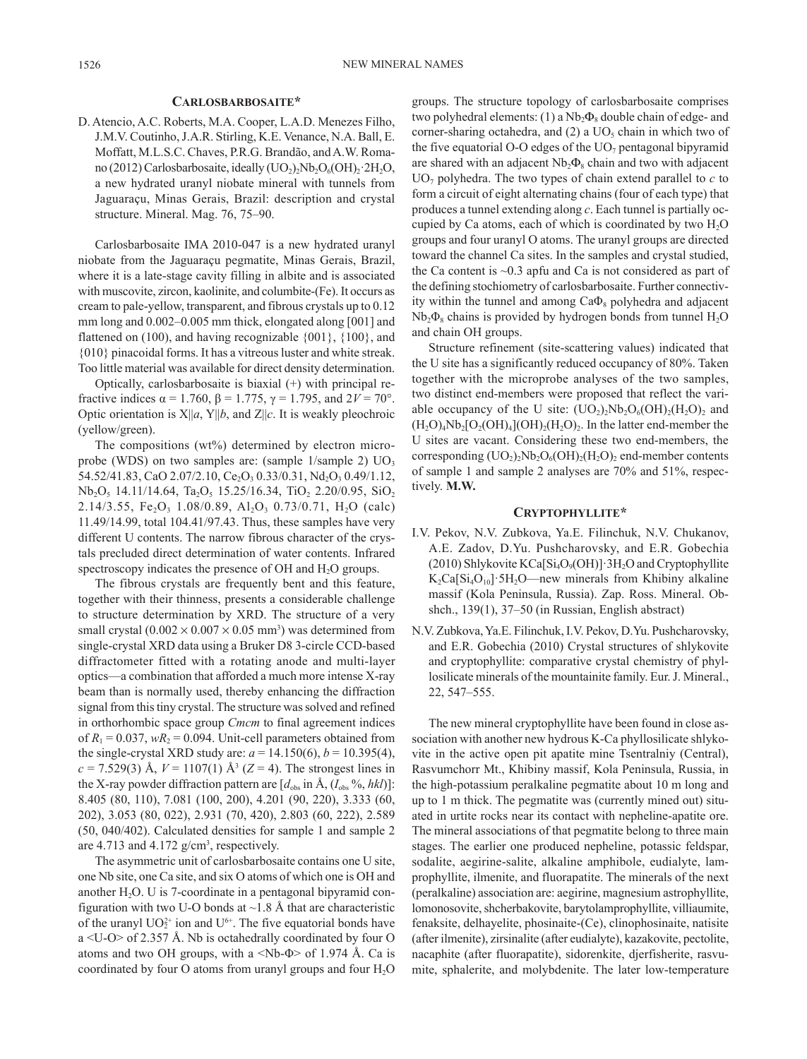## CARLOSBARBOSAITE*

D. Atencio, A.C. Roberts, M.A. Cooper, L.A.D. Menezes Filho, J.M.V. Coutinho, J.A.R. Stirling, K.E. Venance, N.A. Ball, E. Moffatt, M.L.S.C. Chaves, P.R.G. Brandão, and A.W. Romano (2012) Carlosbarbosaite, ideally $(UO_2)_2Nb_2O_6(OH)_2{\cdot}2H_2O$, a new hydrated uranyl niobate mineral with tunnels from Jaguaraçu, Minas Gerais, Brazil: description and crystal structure. Mineral. Mag. 76, 75–90.

Carlosbarbosaite IMA 2010-047 is a new hydrated uranyl niobate from the Jaguaraçu pegmatite, Minas Gerais, Brazil, where it is a late-stage cavity filling in albite and is associated with muscovite, zircon, kaolinite, and columbite-(Fe). It occurs as cream to pale-yellow, transparent, and fibrous crystals up to 0.12 mm long and 0.002–0.005 mm thick, elongated along [001] and flattened on (100), and having recognizable {001}, {100}, and {010} pinacoidal forms. It has a vitreous luster and white streak. Too little material was available for direct density determination.

Optically, carlosbarbosaite is biaxial (+) with principal refractive indices $\alpha = 1.760$, $\beta = 1.775$, $\gamma = 1.795$, and $2V = 70°$. Optic orientation is X||*a*, Y||*b*, and Z||*c*. It is weakly pleochroic (yellow/green).

The compositions (wt%) determined by electron microprobe (WDS) on two samples are: (sample 1/sample 2) $UO_3$ 54.52/41.83, CaO 2.07/2.10, $Ce_2O_3$ 0.33/0.31, $Nd_2O_3$ 0.49/1.12, $Nb_2O_5$ 14.11/14.64, $Ta_2O_5$ 15.25/16.34, $TiO_2$ 2.20/0.95, $SiO_2$ 2.14/3.55, $Fe_2O_3$ 1.08/0.89, $Al_2O_3$ 0.73/0.71, $H_2O$ (calc) 11.49/14.99, total 104.41/97.43. Thus, these samples have very different U contents. The narrow fibrous character of the crystals precluded direct determination of water contents. Infrared spectroscopy indicates the presence of OH and $H_2O$ groups.

The fibrous crystals are frequently bent and this feature, together with their thinness, presents a considerable challenge to structure determination by XRD. The structure of a very small crystal ($0.002 \times 0.007 \times 0.05$ mm$^3$) was determined from single-crystal XRD data using a Bruker D8 3-circle CCD-based diffractometer fitted with a rotating anode and multi-layer optics—a combination that afforded a much more intense X-ray beam than is normally used, thereby enhancing the diffraction signal from this tiny crystal. The structure was solved and refined in orthorhombic space group *Cmcm* to final agreement indices of $R_1 = 0.037$, $wR_2 = 0.094$. Unit-cell parameters obtained from the single-crystal XRD study are: $a = 14.150(6)$, $b = 10.395(4)$, $c = 7.529(3)$ Å, $V = 1107(1)$ Å$^3$ ($Z = 4$). The strongest lines in the X-ray powder diffraction pattern are [$d_{obs}$ in Å, ($I_{obs}$ %, *hkl*)]: 8.405 (80, 110), 7.081 (100, 200), 4.201 (90, 220), 3.333 (60, 202), 3.053 (80, 022), 2.931 (70, 420), 2.803 (60, 222), 2.589 (50, 040/402). Calculated densities for sample 1 and sample 2 are 4.713 and 4.172 g/cm$^3$, respectively.

The asymmetric unit of carlosbarbosaite contains one U site, one Nb site, one Ca site, and six O atoms of which one is OH and another $H_2O$. U is 7-coordinate in a pentagonal bipyramid configuration with two U-O bonds at ~1.8 Å that are characteristic of the uranyl $UO_2^{2+}$ ion and $U^{6+}$. The five equatorial bonds have a <U-O> of 2.357 Å. Nb is octahedrally coordinated by four O atoms and two OH groups, with a <Nb-Φ> of 1.974 Å. Ca is coordinated by four O atoms from uranyl groups and four $H_2O$ groups. The structure topology of carlosbarbosaite comprises two polyhedral elements: (1) a $Nb_2\Phi_8$ double chain of edge- and corner-sharing octahedra, and (2) a $UO_5$ chain in which two of the five equatorial O-O edges of the $UO_7$ pentagonal bipyramid are shared with an adjacent $Nb_2\Phi_8$ chain and two with adjacent $UO_7$ polyhedra. The two types of chain extend parallel to *c* to form a circuit of eight alternating chains (four of each type) that produces a tunnel extending along *c*. Each tunnel is partially occupied by Ca atoms, each of which is coordinated by two $H_2O$ groups and four uranyl O atoms. The uranyl groups are directed toward the channel Ca sites. In the samples and crystal studied, the Ca content is ~0.3 apfu and Ca is not considered as part of the defining stochiometry of carlosbarbosaite. Further connectivity within the tunnel and among $Ca\Phi_8$ polyhedra and adjacent $Nb_2\Phi_8$ chains is provided by hydrogen bonds from tunnel $H_2O$ and chain OH groups.

Structure refinement (site-scattering values) indicated that the U site has a significantly reduced occupancy of 80%. Taken together with the microprobe analyses of the two samples, two distinct end-members were proposed that reflect the variable occupancy of the U site: $(UO_2)_2Nb_2O_6(OH)_2(H_2O)_2$ and $(H_2O)_4Nb_2[O_2(OH)_4](OH)_2(H_2O)_2$. In the latter end-member the U sites are vacant. Considering these two end-members, the corresponding $(UO_2)_2Nb_2O_6(OH)_2(H_2O)_2$ end-member contents of sample 1 and sample 2 analyses are 70% and 51%, respectively. **M.W.**

## CRYPTOPHYLLITE*

I.V. Pekov, N.V. Zubkova, Ya.E. Filinchuk, N.V. Chukanov, A.E. Zadov, D.Yu. Pushcharovsky, and E.R. Gobechia (2010) Shlykovite $KCa[Si_4O_9(OH)]{\cdot}3H_2O$ and Cryptophyllite $K_2Ca[Si_4O_{10}]{\cdot}5H_2O$—new minerals from Khibiny alkaline massif (Kola Peninsula, Russia). Zap. Ross. Mineral. Obshch., 139(1), 37–50 (in Russian, English abstract)

N.V. Zubkova, Ya.E. Filinchuk, I.V. Pekov, D.Yu. Pushcharovsky, and E.R. Gobechia (2010) Crystal structures of shlykovite and cryptophyllite: comparative crystal chemistry of phyllosilicate minerals of the mountainite family. Eur. J. Mineral., 22, 547–555.

The new mineral cryptophyllite have been found in close association with another new hydrous K-Ca phyllosilicate shlykovite in the active open pit apatite mine Tsentralniy (Central), Rasvumchorr Mt., Khibiny massif, Kola Peninsula, Russia, in the high-potassium peralkaline pegmatite about 10 m long and up to 1 m thick. The pegmatite was (currently mined out) situated in urtite rocks near its contact with nepheline-apatite ore. The mineral associations of that pegmatite belong to three main stages. The earlier one produced nepheline, potassic feldspar, sodalite, aegirine-salite, alkaline amphibole, eudialyte, lamprophyllite, ilmenite, and fluorapatite. The minerals of the next (peralkaline) association are: aegirine, magnesium astrophyllite, lomonosovite, shcherbakovite, barytolamprophyllite, villiaumite, fenaksite, delhayelite, phosinaite-(Ce), clinophosinaite, natisite (after ilmenite), zirsinalite (after eudialyte), kazakovite, pectolite, nacaphite (after fluorapatite), sidorenkite, djerfisherite, rasvumite, sphalerite, and molybdenite. The later low-temperature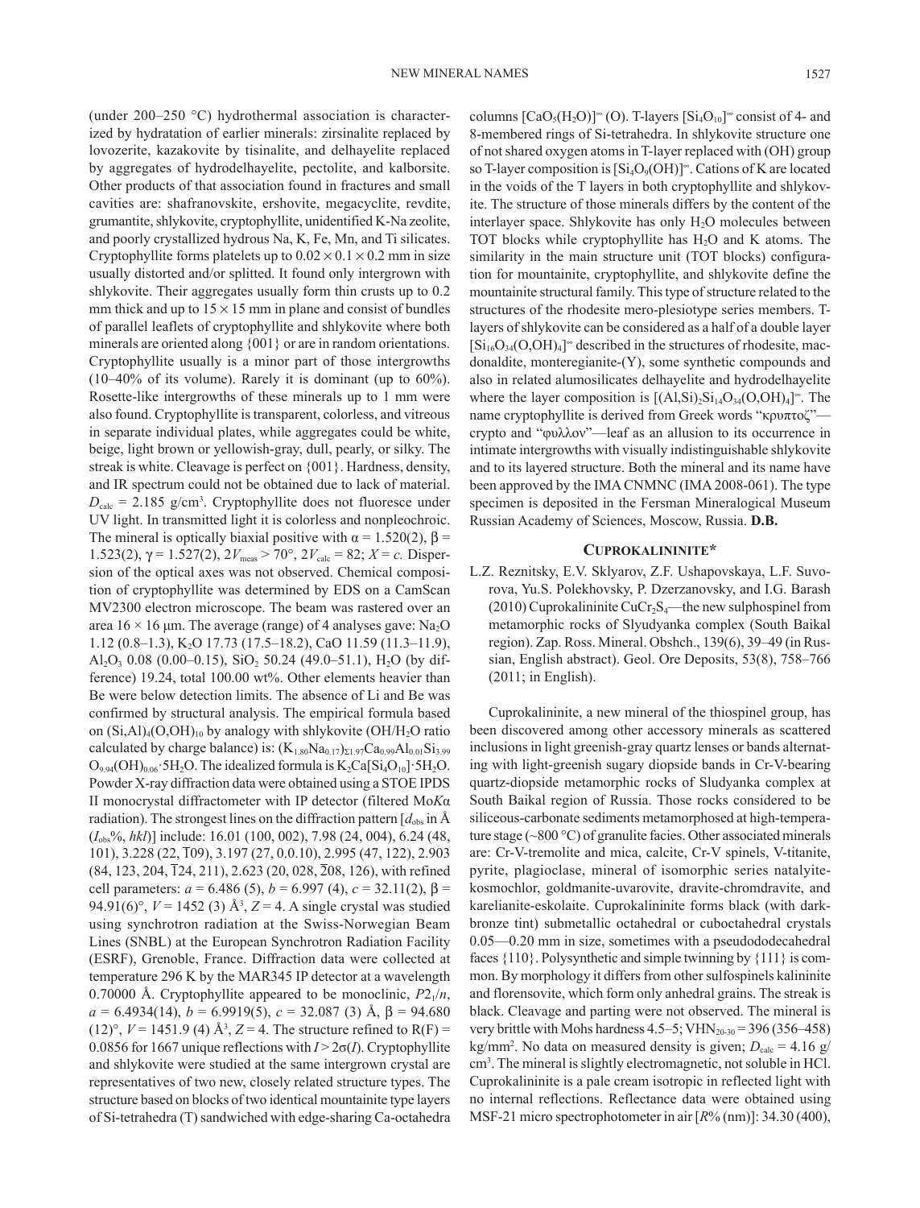(under 200–250 °C) hydrothermal association is characterized by hydratation of earlier minerals: zirsinalite replaced by lovozerite, kazakovite by tisinalite, and delhayelite replaced by aggregates of hydrodelhayelite, pectolite, and kalborsite. Other products of that association found in fractures and small cavities are: shafranovskite, ershovite, megacyclite, revdite, grumantite, shlykovite, cryptophyllite, unidentified K-Na zeolite, and poorly crystallized hydrous Na, K, Fe, Mn, and Ti silicates. Cryptophyllite forms platelets up to $0.02 \times 0.1 \times 0.2$ mm in size usually distorted and/or splitted. It found only intergrown with shlykovite. Their aggregates usually form thin crusts up to 0.2 mm thick and up to $15 \times 15$ mm in plane and consist of bundles of parallel leaflets of cryptophyllite and shlykovite where both minerals are oriented along {001} or are in random orientations. Cryptophyllite usually is a minor part of those intergrowths (10–40% of its volume). Rarely it is dominant (up to 60%). Rosette-like intergrowths of these minerals up to 1 mm were also found. Cryptophyllite is transparent, colorless, and vitreous in separate individual plates, while aggregates could be white, beige, light brown or yellowish-gray, dull, pearly, or silky. The streak is white. Cleavage is perfect on {001}. Hardness, density, and IR spectrum could not be obtained due to lack of material. $D_{calc}$ = 2.185 g/cm$^3$. Cryptophyllite does not fluoresce under UV light. In transmitted light it is colorless and nonpleochroic. The mineral is optically biaxial positive with $\alpha$ = 1.520(2), $\beta$ = 1.523(2), $\gamma$ = 1.527(2), $2V_{meas}$ > 70°, $2V_{calc}$ = 82; $X = c$. Dispersion of the optical axes was not observed. Chemical composition of cryptophyllite was determined by EDS on a CamScan MV2300 electron microscope. The beam was rastered over an area $16 \times 16$ μm. The average (range) of 4 analyses gave: $Na_2O$ 1.12 (0.8–1.3), $K_2O$ 17.73 (17.5–18.2), CaO 11.59 (11.3–11.9), $Al_2O_3$ 0.08 (0.00–0.15), $SiO_2$ 50.24 (49.0–51.1), $H_2O$ (by difference) 19.24, total 100.00 wt%. Other elements heavier than Be were below detection limits. The absence of Li and Be was confirmed by structural analysis. The empirical formula based on $(Si,Al)_4(O,OH)_{10}$ by analogy with shlykovite (OH/$H_2O$ ratio calculated by charge balance) is: $(K_{1.80}Na_{0.17})_{\Sigma 1.97}Ca_{0.99}Al_{0.01}Si_{3.99}O_{9.94}(OH)_{0.06}\cdot 5H_2O$. The idealized formula is $K_2Ca[Si_4O_{10}]\cdot 5H_2O$. Powder X-ray diffraction data were obtained using a STOE IPDS II monocrystal diffractometer with IP detector (filtered Mo$K\alpha$ radiation). The strongest lines on the diffraction pattern [$d_{obs}$ in Å ($I_{obs}$%, $hkl$)] include: 16.01 (100, 002), 7.98 (24, 004), 6.24 (48, 101), 3.228 (22, $\bar{1}$09), 3.197 (27, 0.0.10), 2.995 (47, 122), 2.903 (84, 123, 204, $\bar{1}$24, 211), 2.623 (20, 028, $\bar{2}$08, 126), with refined cell parameters: $a$ = 6.486 (5), $b$ = 6.997 (4), $c$ = 32.11(2), $\beta$ = 94.91(6)°, $V$ = 1452 (3) Å$^3$, $Z$ = 4. A single crystal was studied using synchrotron radiation at the Swiss-Norwegian Beam Lines (SNBL) at the European Synchrotron Radiation Facility (ESRF), Grenoble, France. Diffraction data were collected at temperature 296 K by the MAR345 IP detector at a wavelength 0.70000 Å. Cryptophyllite appeared to be monoclinic, $P2_1/n$, $a$ = 6.4934(14), $b$ = 6.9919(5), $c$ = 32.087 (3) Å, $\beta$ = 94.680 (12)°, $V$ = 1451.9 (4) Å$^3$, $Z$ = 4. The structure refined to R(F) = 0.0856 for 1667 unique reflections with $I > 2\sigma(I)$. Cryptophyllite and shlykovite were studied at the same intergrown crystal are representatives of two new, closely related structure types. The structure based on blocks of two identical mountainite type layers of Si-tetrahedra (T) sandwiched with edge-sharing Ca-octahedra columns $[CaO_5(H_2O)]^{\infty}$ (O). T-layers $[Si_4O_{10}]^{\infty}$ consist of 4- and 8-membered rings of Si-tetrahedra. In shlykovite structure one of not shared oxygen atoms in T-layer replaced with (OH) group so T-layer composition is $[Si_4O_9(OH)]^{\infty}$. Cations of K are located in the voids of the T layers in both cryptophyllite and shlykovite. The structure of those minerals differs by the content of the interlayer space. Shlykovite has only $H_2O$ molecules between TOT blocks while cryptophyllite has $H_2O$ and K atoms. The similarity in the main structure unit (TOT blocks) configuration for mountainite, cryptophyllite, and shlykovite define the mountainite structural family. This type of structure related to the structures of the rhodesite mero-plesiotype series members. T-layers of shlykovite can be considered as a half of a double layer $[Si_{16}O_{34}(O,OH)_4]^{\infty}$ described in the structures of rhodesite, macdonaldite, monteregianite-(Y), some synthetic compounds and also in related alumosilicates delhayelite and hydrodelhayelite where the layer composition is $[(Al,Si)_2Si_{14}O_{34}(O,OH)_4]^{\infty}$. The name cryptophyllite is derived from Greek words "κρυπτοζ"—crypto and "φυλλον"—leaf as an allusion to its occurrence in intimate intergrowths with visually indistinguishable shlykovite and to its layered structure. Both the mineral and its name have been approved by the IMA CNMNC (IMA 2008-061). The type specimen is deposited in the Fersman Mineralogical Museum Russian Academy of Sciences, Moscow, Russia. **D.B.**

## Cuprokalininite*

L.Z. Reznitsky, E.V. Sklyarov, Z.F. Ushapovskaya, L.F. Suvorova, Yu.S. Polekhovsky, P. Dzerzanovsky, and I.G. Barash (2010) Cuprokalininite $CuCr_2S_4$—the new sulphospinel from metamorphic rocks of Slyudyanka complex (South Baikal region). Zap. Ross. Mineral. Obshch., 139(6), 39–49 (in Russian, English abstract). Geol. Ore Deposits, 53(8), 758–766 (2011; in English).

Cuprokalininite, a new mineral of the thiospinel group, has been discovered among other accessory minerals as scattered inclusions in light greenish-gray quartz lenses or bands alternating with light-greenish sugary diopside bands in Cr-V-bearing quartz-diopside metamorphic rocks of Sludyanka complex at South Baikal region of Russia. Those rocks considered to be siliceous-carbonate sediments metamorphosed at high-temperature stage (~800 °C) of granulite facies. Other associated minerals are: Cr-V-tremolite and mica, calcite, Cr-V spinels, V-titanite, pyrite, plagioclase, mineral of isomorphic series natalyite-kosmochlor, goldmanite-uvarovite, dravite-chromdravite, and karelianite-eskolaite. Cuprokalininite forms black (with dark-bronze tint) submetallic octahedral or cuboctahedral crystals 0.05—0.20 mm in size, sometimes with a pseudododecahedral faces {110}. Polysynthetic and simple twinning by {111} is common. By morphology it differs from other sulfospinels kalininite and florensovite, which form only anhedral grains. The streak is black. Cleavage and parting were not observed. The mineral is very brittle with Mohs hardness 4.5–5; $VHN_{20-30}$ = 396 (356–458) kg/mm$^2$. No data on measured density is given; $D_{calc}$ = 4.16 g/cm$^3$. The mineral is slightly electromagnetic, not soluble in HCl. Cuprokalininite is a pale cream isotropic in reflected light with no internal reflections. Reflectance data were obtained using MSF-21 micro spectrophotometer in air [$R$% (nm)]: 34.30 (400),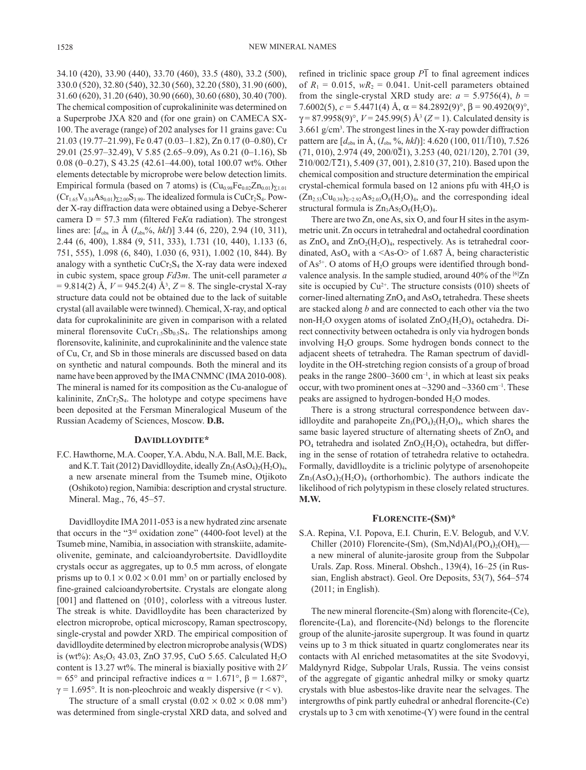34.10 (420), 33.90 (440), 33.70 (460), 33.5 (480), 33.2 (500), 330.0 (520), 32.80 (540), 32.30 (560), 32.20 (580), 31.90 (600), 31.60 (620), 31.20 (640), 30.90 (660), 30.60 (680), 30.40 (700). The chemical composition of cuprokalininite was determined on a Superprobe JXA 820 and (for one grain) on CAMECA SX-100. The average (range) of 202 analyses for 11 grains gave: Cu 21.03 (19.77–21.99), Fe 0.47 (0.03–1.82), Zn 0.17 (0–0.80), Cr 29.01 (25.97–32.49), V 5.85 (2.65–9.09), As 0.21 (0–1.16), Sb 0.08 (0–0.27), S 43.25 (42.61–44.00), total 100.07 wt%. Other elements detectable by microprobe were below detection limits. Empirical formula (based on 7 atoms) is $(Cu_{0.98}Fe_{0.02}Zn_{0.01})_{\Sigma 1.01}(Cr_{1.65}V_{0.34}As_{0.01})_{\Sigma 2.00}S_{3.99}$. The idealized formula is $CuCr_2S_4$. Powder X-ray diffraction data were obtained using a Debye-Scherer camera D = 57.3 mm (filtered Fe*K*α radiation). The strongest lines are: [$d_{obs}$ in Å ($I_{obs}$%, *hkl*)] 3.44 (6, 220), 2.94 (10, 311), 2.44 (6, 400), 1.884 (9, 511, 333), 1.731 (10, 440), 1.133 (6, 751, 555), 1.098 (6, 840), 1.030 (6, 931), 1.002 (10, 844). By analogy with a synthetic $CuCr_2S_4$ the X-ray data were indexed in cubic system, space group *Fd*3*m*. The unit-cell parameter *a* = 9.814(2) Å, *V* = 945.2(4) Å$^3$, *Z* = 8. The single-crystal X-ray structure data could not be obtained due to the lack of suitable crystal (all available were twinned). Chemical, X-ray, and optical data for cuprokalininite are given in comparison with a related mineral florensovite $CuCr_{1.5}Sb_{0.5}S_4$. The relationships among florensovite, kalininite, and cuprokalininite and the valence state of Cu, Cr, and Sb in those minerals are discussed based on data on synthetic and natural compounds. Both the mineral and its name have been approved by the IMA CNMNC (IMA 2010-008). The mineral is named for its composition as the Cu-analogue of kalininite, $ZnCr_2S_4$. The holotype and cotype specimens have been deposited at the Fersman Mineralogical Museum of the Russian Academy of Sciences, Moscow. **D.B.**

## Davidlloydite*

F.C. Hawthorne, M.A. Cooper, Y.A. Abdu, N.A. Ball, M.E. Back, and K.T. Tait (2012) Davidlloydite, ideally $Zn_3(AsO_4)_2(H_2O)_4$, a new arsenate mineral from the Tsumeb mine, Otjikoto (Oshikoto) region, Namibia: description and crystal structure. Mineral. Mag., 76, 45–57.

Davidlloydite IMA 2011-053 is a new hydrated zinc arsenate that occurs in the "3rd oxidation zone" (4400-foot level) at the Tsumeb mine, Namibia, in association with stranskiite, adamite-olivenite, geminate, and calcioandyrobertsite. Davidlloydite crystals occur as aggregates, up to 0.5 mm across, of elongate prisms up to 0.1 × 0.02 × 0.01 mm$^3$ on or partially enclosed by fine-grained calcioandyrobertsite. Crystals are elongate along [001] and flattened on {010}, colorless with a vitreous luster. The streak is white. Davidlloydite has been characterized by electron microprobe, optical microscopy, Raman spectroscopy, single-crystal and powder XRD. The empirical composition of davidlloydite determined by electron microprobe analysis (WDS) is (wt%): $As_2O_5$ 43.03, ZnO 37.95, CuO 5.65. Calculated $H_2O$ content is 13.27 wt%. The mineral is biaxially positive with 2*V* = 65° and principal refractive indices α = 1.671°, β = 1.687°, γ = 1.695°. It is non-pleochroic and weakly dispersive (r < v).

The structure of a small crystal (0.02 × 0.02 × 0.08 mm$^3$) was determined from single-crystal XRD data, and solved and refined in triclinic space group $P\overline{1}$ to final agreement indices of $R_1$ = 0.015, $wR_2$ = 0.041. Unit-cell parameters obtained from the single-crystal XRD study are: *a* = 5.9756(4), *b* = 7.6002(5), *c* = 5.4471(4) Å, α = 84.2892(9)°, β = 90.4920(9)°, γ = 87.9958(9)°, *V* = 245.99(5) Å$^3$ (*Z* = 1). Calculated density is 3.661 g/cm$^3$. The strongest lines in the X-ray powder diffraction pattern are [$d_{obs}$ in Å, ($I_{obs}$ %, *hkl*)]: 4.620 (100, 011/$\overline{1}$10), 7.526 (71, 010), 2.974 (49, 200/0$\overline{2}$1), 3.253 (40, 021/120), 2.701 (39, $\overline{2}$10/002/$\overline{1}\overline{2}$1), 5.409 (37, 001), 2.810 (37, 210). Based upon the chemical composition and structure determination the empirical crystal-chemical formula based on 12 anions pfu with $4H_2O$ is $(Zn_{2.53}Cu_{0.39})_{\Sigma=2.92}As_{2.03}O_8(H_2O)_4$, and the corresponding ideal structural formula is $Zn_3As_2O_8(H_2O)_4$.

There are two Zn, one As, six O, and four H sites in the asymmetric unit. Zn occurs in tetrahedral and octahedral coordination as $ZnO_4$ and $ZnO_2(H_2O)_4$, respectively. As is tetrahedral coordinated, $AsO_4$ with a <As-O> of 1.687 Å, being characteristic of $As^{5+}$. O atoms of $H_2O$ groups were identified through bond-valence analysis. In the sample studied, around 40% of the $^{[6]}Zn$ site is occupied by $Cu^{2+}$. The structure consists (010) sheets of corner-lined alternating $ZnO_4$ and $AsO_4$ tetrahedra. These sheets are stacked along *b* and are connected to each other via the two non-$H_2O$ oxygen atoms of isolated $ZnO_2(H_2O)_4$ octahedra. Direct connectivity between octahedra is only via hydrogen bonds involving $H_2O$ groups. Some hydrogen bonds connect to the adjacent sheets of tetrahedra. The Raman spectrum of davidlloydite in the OH-stretching region consists of a group of broad peaks in the range 2800–3600 cm$^{-1}$, in which at least six peaks occur, with two prominent ones at ~3290 and ~3360 cm$^{-1}$. These peaks are assigned to hydrogen-bonded $H_2O$ modes.

There is a strong structural correspondence between davidlloydite and parahopeite $Zn_3(PO_4)_2(H_2O)_4$, which shares the same basic layered structure of alternating sheets of $ZnO_4$ and $PO_4$ tetrahedra and isolated $ZnO_2(H_2O)_4$ octahedra, but differing in the sense of rotation of tetrahedra relative to octahedra. Formally, davidlloydite is a triclinic polytype of arsenohopeite $Zn_3(AsO_4)_2(H_2O)_4$ (orthorhombic). The authors indicate the likelihood of rich polytypism in these closely related structures. **M.W.**

## Florencite-(Sm)*

S.A. Repina, V.I. Popova, E.I. Churin, E.V. Belogub, and V.V. Chiller (2010) Florencite-(Sm), $(Sm,Nd)Al_3(PO_4)_2(OH)_6$—a new mineral of alunite-jarosite group from the Subpolar Urals. Zap. Ross. Mineral. Obshch., 139(4), 16–25 (in Russian, English abstract). Geol. Ore Deposits, 53(7), 564–574 (2011; in English).

The new mineral florencite-(Sm) along with florencite-(Ce), florencite-(La), and florencite-(Nd) belongs to the florencite group of the alunite-jarosite supergroup. It was found in quartz veins up to 3 m thick situated in quartz conglomerates near its contacts with Al enriched metasomatites at the site Svodovyi, Maldynyrd Ridge, Subpolar Urals, Russia. The veins consist of the aggregate of gigantic anhedral milky or smoky quartz crystals with blue asbestos-like dravite near the selvages. The intergrowths of pink partly euhedral or anhedral florencite-(Ce) crystals up to 3 cm with xenotime-(Y) were found in the central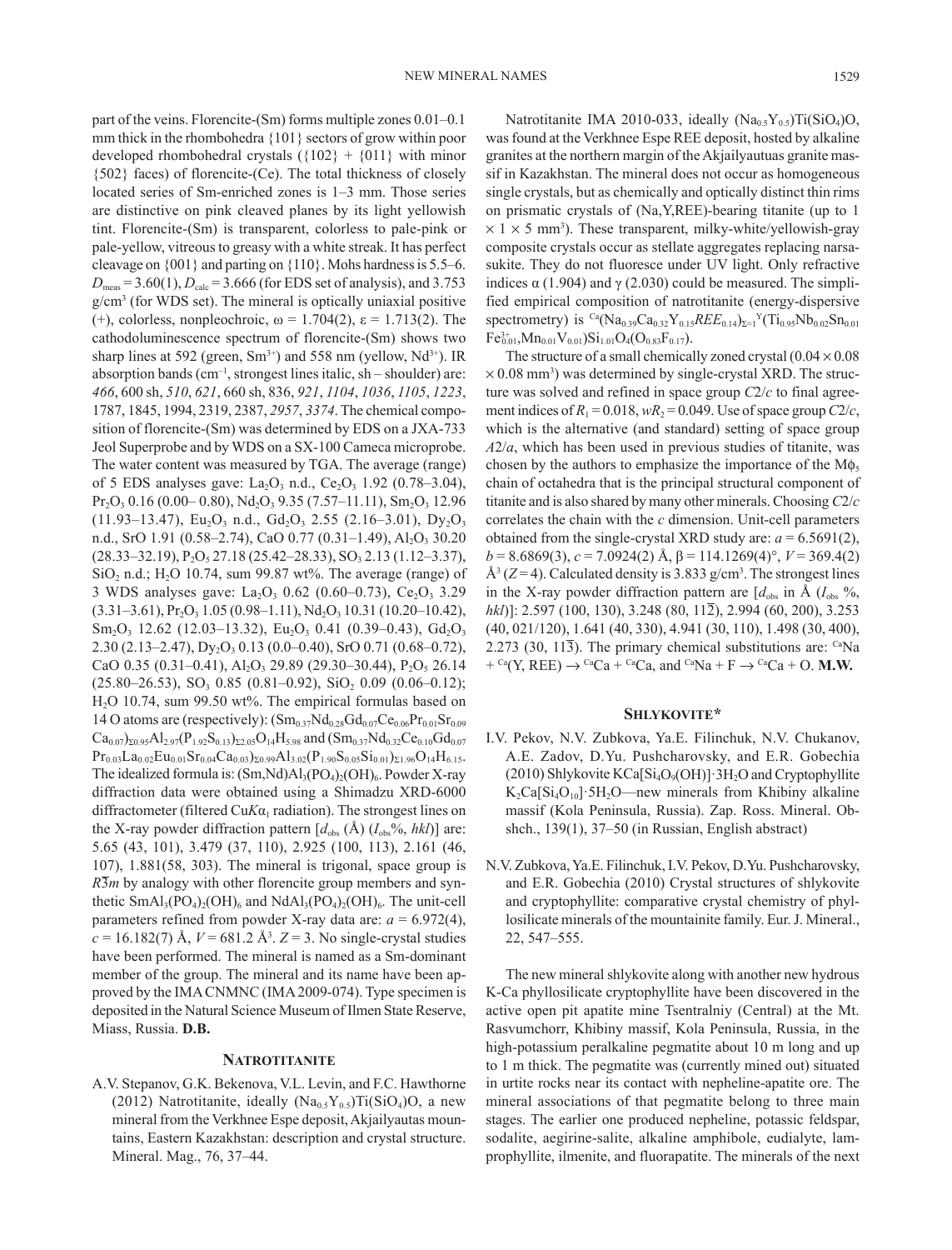part of the veins. Florencite-(Sm) forms multiple zones 0.01–0.1 mm thick in the rhombohedra {101} sectors of grow within poor developed rhombohedral crystals ({102} + {011} with minor {502} faces) of florencite-(Ce). The total thickness of closely located series of Sm-enriched zones is 1–3 mm. Those series are distinctive on pink cleaved planes by its light yellowish tint. Florencite-(Sm) is transparent, colorless to pale-pink or pale-yellow, vitreous to greasy with a white streak. It has perfect cleavage on {001} and parting on {110}. Mohs hardness is 5.5–6. $D_{meas}$ = 3.60(1), $D_{calc}$ = 3.666 (for EDS set of analysis), and 3.753 g/cm$^3$ (for WDS set). The mineral is optically uniaxial positive (+), colorless, nonpleochroic, ω = 1.704(2), ε = 1.713(2). The cathodoluminescence spectrum of florencite-(Sm) shows two sharp lines at 592 (green, $Sm^{3+}$) and 558 nm (yellow, $Nd^{3+}$). IR absorption bands (cm$^{-1}$, strongest lines italic, sh – shoulder) are: *466*, 600 sh, *510*, *621*, 660 sh, 836, *921*, *1104*, *1036*, *1105*, *1223*, 1787, 1845, 1994, 2319, 2387, *2957*, *3374*. The chemical composition of florencite-(Sm) was determined by EDS on a JXA-733 Jeol Superprobe and by WDS on a SX-100 Cameca microprobe. The water content was measured by TGA. The average (range) of 5 EDS analyses gave: $La_2O_3$ n.d., $Ce_2O_3$ 1.92 (0.78–3.04), $Pr_2O_3$ 0.16 (0.00– 0.80), $Nd_2O_3$ 9.35 (7.57–11.11), $Sm_2O_3$ 12.96 (11.93–13.47), $Eu_2O_3$ n.d., $Gd_2O_3$ 2.55 (2.16–3.01), $Dy_2O_3$ n.d., SrO 1.91 (0.58–2.74), CaO 0.77 (0.31–1.49), $Al_2O_3$ 30.20 (28.33–32.19), $P_2O_5$ 27.18 (25.42–28.33), $SO_3$ 2.13 (1.12–3.37), $SiO_2$ n.d.; $H_2O$ 10.74, sum 99.87 wt%. The average (range) of 3 WDS analyses gave: $La_2O_3$ 0.62 (0.60–0.73), $Ce_2O_3$ 3.29 (3.31–3.61), $Pr_2O_3$ 1.05 (0.98–1.11), $Nd_2O_3$ 10.31 (10.20–10.42), $Sm_2O_3$ 12.62 (12.03–13.32), $Eu_2O_3$ 0.41 (0.39–0.43), $Gd_2O_3$ 2.30 (2.13–2.47), $Dy_2O_3$ 0.13 (0.0–0.40), SrO 0.71 (0.68–0.72), CaO 0.35 (0.31–0.41), $Al_2O_3$ 29.89 (29.30–30.44), $P_2O_5$ 26.14 (25.80–26.53), $SO_3$ 0.85 (0.81–0.92), $SiO_2$ 0.09 (0.06–0.12); $H_2O$ 10.74, sum 99.50 wt%. The empirical formulas based on 14 O atoms are (respectively): $(Sm_{0.37}Nd_{0.28}Gd_{0.07}Ce_{0.06}Pr_{0.01}Sr_{0.09}Ca_{0.07})_{\Sigma 0.95}Al_{2.97}(P_{1.92}S_{0.13})_{\Sigma 2.05}O_{14}H_{5.98}$ and $(Sm_{0.37}Nd_{0.32}Ce_{0.10}Gd_{0.07}Pr_{0.03}La_{0.02}Eu_{0.01}Sr_{0.04}Ca_{0.03})_{\Sigma 0.99}Al_{3.02}(P_{1.90}S_{0.05}Si_{0.01})_{\Sigma 1.96}O_{14}H_{6.15}$. The idealized formula is: $(Sm,Nd)Al_3(PO_4)_2(OH)_6$. Powder X-ray diffraction data were obtained using a Shimadzu XRD-6000 diffractometer (filtered Cu$K\alpha_1$ radiation). The strongest lines on the X-ray powder diffraction pattern [$d_{obs}$ (Å) ($I_{obs}$%, *hkl*)] are: 5.65 (43, 101), 3.479 (37, 110), 2.925 (100, 113), 2.161 (46, 107), 1.881(58, 303). The mineral is trigonal, space group is $R\overline{3}m$ by analogy with other florencite group members and synthetic $SmAl_3(PO_4)_2(OH)_6$ and $NdAl_3(PO_4)_2(OH)_6$. The unit-cell parameters refined from powder X-ray data are: $a$ = 6.972(4), $c$ = 16.182(7) Å, $V$ = 681.2 Å$^3$. $Z$ = 3. No single-crystal studies have been performed. The mineral is named as a Sm-dominant member of the group. The mineral and its name have been approved by the IMA CNMNC (IMA 2009-074). Type specimen is deposited in the Natural Science Museum of Ilmen State Reserve, Miass, Russia. **D.B.**

## Natrotitanite

A.V. Stepanov, G.K. Bekenova, V.L. Levin, and F.C. Hawthorne (2012) Natrotitanite, ideally $(Na_{0.5}Y_{0.5})Ti(SiO_4)O$, a new mineral from the Verkhnee Espe deposit, Akjailyautas mountains, Eastern Kazakhstan: description and crystal structure. Mineral. Mag., 76, 37–44.

Natrotitanite IMA 2010-033, ideally $(Na_{0.5}Y_{0.5})Ti(SiO_4)O$, was found at the Verkhnee Espe REE deposit, hosted by alkaline granites at the northern margin of the Akjailyautuas granite massif in Kazakhstan. The mineral does not occur as homogeneous single crystals, but as chemically and optically distinct thin rims on prismatic crystals of (Na,Y,REE)-bearing titanite (up to 1 × 1 × 5 mm$^3$). These transparent, milky-white/yellowish-gray composite crystals occur as stellate aggregates replacing narsasukite. They do not fluoresce under UV light. Only refractive indices α (1.904) and γ (2.030) could be measured. The simplified empirical composition of natrotitanite (energy-dispersive spectrometry) is $^{Ca}(Na_{0.39}Ca_{0.32}Y_{0.15}REE_{0.14})_{\Sigma=1}{}^{Y}(Ti_{0.95}Nb_{0.02}Sn_{0.01}Fe^{3+}_{0.01},Mn_{0.01}V_{0.01})Si_{1.01}O_4(O_{0.83}F_{0.17})$.

The structure of a small chemically zoned crystal (0.04 × 0.08 × 0.08 mm$^3$) was determined by single-crystal XRD. The structure was solved and refined in space group $C2/c$ to final agreement indices of $R_1$ = 0.018, $wR_2$ = 0.049. Use of space group $C2/c$, which is the alternative (and standard) setting of space group $A2/a$, which has been used in previous studies of titanite, was chosen by the authors to emphasize the importance of the $M\phi_5$ chain of octahedra that is the principal structural component of titanite and is also shared by many other minerals. Choosing $C2/c$ correlates the chain with the $c$ dimension. Unit-cell parameters obtained from the single-crystal XRD study are: $a$ = 6.5691(2), $b$ = 8.6869(3), $c$ = 7.0924(2) Å, β = 114.1269(4)°, $V$ = 369.4(2) Å$^3$ ($Z$ = 4). Calculated density is 3.833 g/cm$^3$. The strongest lines in the X-ray powder diffraction pattern are [$d_{obs}$ in Å ($I_{obs}$ %, *hkl*)]: 2.597 (100, 130), 3.248 (80, 11$\overline{2}$), 2.994 (60, 200), 3.253 (40, 021/120), 1.641 (40, 330), 4.941 (30, 110), 1.498 (30, 400), 2.273 (30, 11$\overline{3}$). The primary chemical substitutions are: $^{Ca}Na + {}^{Ca}(Y, REE) \rightarrow {}^{Ca}Ca + {}^{Ca}Ca$, and $^{Ca}Na + F \rightarrow {}^{Ca}Ca + O$. **M.W.**

## Shlykovite*

I.V. Pekov, N.V. Zubkova, Ya.E. Filinchuk, N.V. Chukanov, A.E. Zadov, D.Yu. Pushcharovsky, and E.R. Gobechia (2010) Shlykovite $KCa[Si_4O_9(OH)]\cdot 3H_2O$ and Cryptophyllite $K_2Ca[Si_4O_{10}]\cdot 5H_2O$—new minerals from Khibiny alkaline massif (Kola Peninsula, Russia). Zap. Ross. Mineral. Obshch., 139(1), 37–50 (in Russian, English abstract)

N.V. Zubkova, Ya.E. Filinchuk, I.V. Pekov, D.Yu. Pushcharovsky, and E.R. Gobechia (2010) Crystal structures of shlykovite and cryptophyllite: comparative crystal chemistry of phyllosilicate minerals of the mountainite family. Eur. J. Mineral., 22, 547–555.

The new mineral shlykovite along with another new hydrous K-Ca phyllosilicate cryptophyllite have been discovered in the active open pit apatite mine Tsentralniy (Central) at the Mt. Rasvumchorr, Khibiny massif, Kola Peninsula, Russia, in the high-potassium peralkaline pegmatite about 10 m long and up to 1 m thick. The pegmatite was (currently mined out) situated in urtite rocks near its contact with nepheline-apatite ore. The mineral associations of that pegmatite belong to three main stages. The earlier one produced nepheline, potassic feldspar, sodalite, aegirine-salite, alkaline amphibole, eudialyte, lamprophyllite, ilmenite, and fluorapatite. The minerals of the next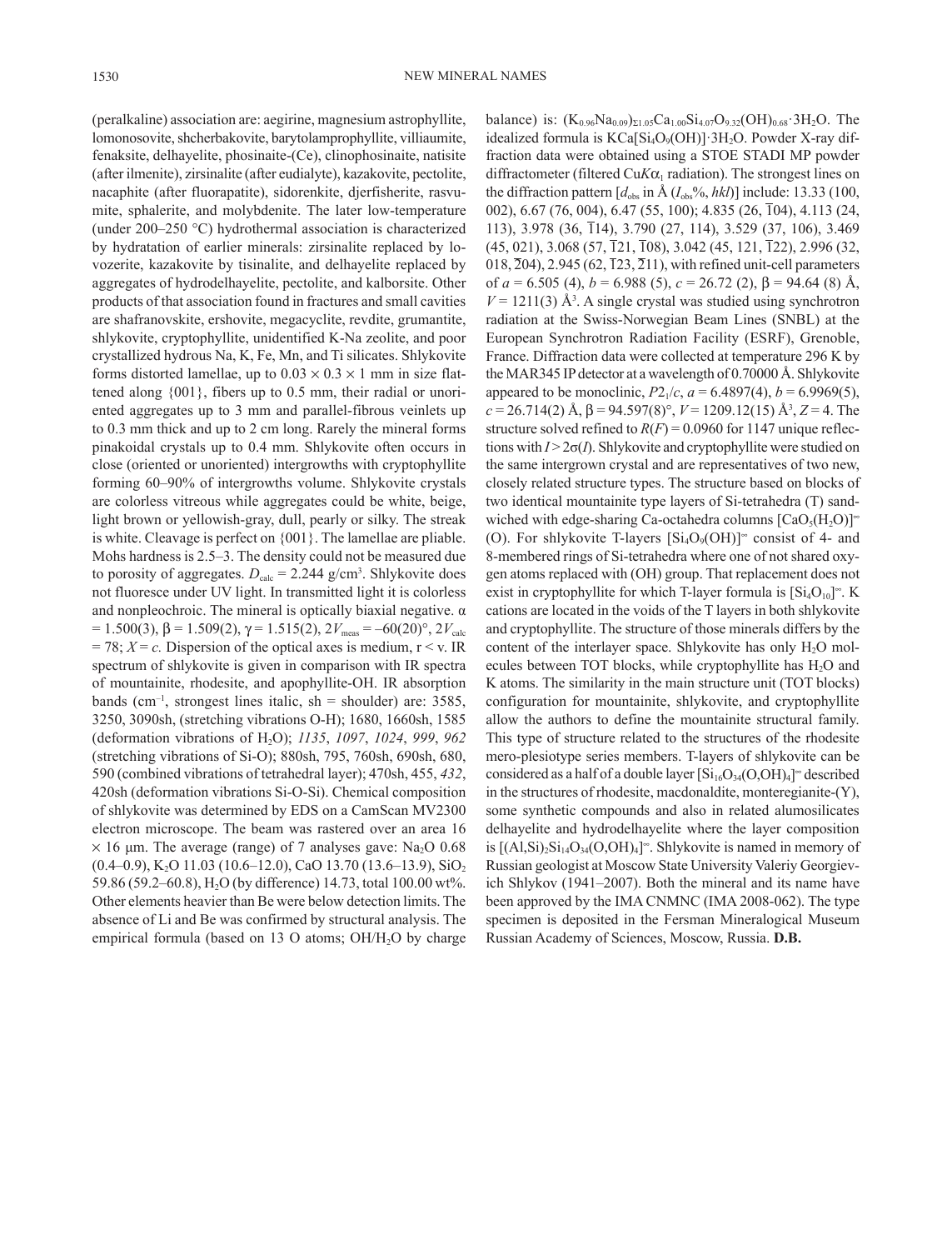(peralkaline) association are: aegirine, magnesium astrophyllite, lomonosovite, shcherbakovite, barytolamprophyllite, villiaumite, fenaksite, delhayelite, phosinaite-(Ce), clinophosinaite, natisite (after ilmenite), zirsinalite (after eudialyte), kazakovite, pectolite, nacaphite (after fluorapatite), sidorenkite, djerfisherite, rasvumite, sphalerite, and molybdenite. The later low-temperature (under 200–250 °C) hydrothermal association is characterized by hydratation of earlier minerals: zirsinalite replaced by lovozerite, kazakovite by tisinalite, and delhayelite replaced by aggregates of hydrodelhayelite, pectolite, and kalborsite. Other products of that association found in fractures and small cavities are shafranovskite, ershovite, megacyclite, revdite, grumantite, shlykovite, cryptophyllite, unidentified K-Na zeolite, and poor crystallized hydrous Na, K, Fe, Mn, and Ti silicates. Shlykovite forms distorted lamellae, up to $0.03 \times 0.3 \times 1$ mm in size flattened along {001}, fibers up to 0.5 mm, their radial or unoriented aggregates up to 3 mm and parallel-fibrous veinlets up to 0.3 mm thick and up to 2 cm long. Rarely the mineral forms pinakoidal crystals up to 0.4 mm. Shlykovite often occurs in close (oriented or unoriented) intergrowths with cryptophyllite forming 60–90% of intergrowths volume. Shlykovite crystals are colorless vitreous while aggregates could be white, beige, light brown or yellowish-gray, dull, pearly or silky. The streak is white. Cleavage is perfect on {001}. The lamellae are pliable. Mohs hardness is 2.5–3. The density could not be measured due to porosity of aggregates. $D_{calc}$ = 2.244 g/cm$^3$. Shlykovite does not fluoresce under UV light. In transmitted light it is colorless and nonpleochroic. The mineral is optically biaxial negative. $\alpha$ = 1.500(3), $\beta$ = 1.509(2), $\gamma$ = 1.515(2), $2V_{meas}$ = –60(20)°, $2V_{calc}$ = 78; $X = c$. Dispersion of the optical axes is medium, $r < v$. IR spectrum of shlykovite is given in comparison with IR spectra of mountainite, rhodesite, and apophyllite-OH. IR absorption bands (cm$^{-1}$, strongest lines italic, sh = shoulder) are: 3585, 3250, 3090sh, (stretching vibrations O-H); 1680, 1660sh, 1585 (deformation vibrations of $H_2O$); *1135*, *1097*, *1024*, *999*, *962* (stretching vibrations of Si-O); 880sh, 795, 760sh, 690sh, 680, 590 (combined vibrations of tetrahedral layer); 470sh, 455, *432*, 420sh (deformation vibrations Si-O-Si). Chemical composition of shlykovite was determined by EDS on a CamScan MV2300 electron microscope. The beam was rastered over an area 16 × 16 μm. The average (range) of 7 analyses gave: $Na_2O$ 0.68 (0.4–0.9), $K_2O$ 11.03 (10.6–12.0), CaO 13.70 (13.6–13.9), $SiO_2$ 59.86 (59.2–60.8), $H_2O$ (by difference) 14.73, total 100.00 wt%. Other elements heavier than Be were below detection limits. The absence of Li and Be was confirmed by structural analysis. The empirical formula (based on 13 O atoms; OH/$H_2O$ by charge balance) is: $(K_{0.96}Na_{0.09})_{\Sigma 1.05}Ca_{1.00}Si_{4.07}O_{9.32}(OH)_{0.68}\cdot 3H_2O$. The idealized formula is $KCa[Si_4O_9(OH)]\cdot 3H_2O$. Powder X-ray diffraction data were obtained using a STOE STADI MP powder diffractometer (filtered Cu$K\alpha_1$ radiation). The strongest lines on the diffraction pattern [$d_{obs}$ in Å ($I_{obs}$%, *hkl*)] include: 13.33 (100, 002), 6.67 (76, 004), 6.47 (55, 100); 4.835 (26, $\bar{1}04$), 4.113 (24, 113), 3.978 (36, $\bar{1}14$), 3.790 (27, 114), 3.529 (37, 106), 3.469 (45, 021), 3.068 (57, $\bar{1}21$, $\bar{1}08$), 3.042 (45, 121, $\bar{1}22$), 2.996 (32, 018, $\bar{2}04$), 2.945 (62, $\bar{1}23$, $\bar{2}11$), with refined unit-cell parameters of $a$ = 6.505 (4), $b$ = 6.988 (5), $c$ = 26.72 (2), $\beta$ = 94.64 (8) Å, $V$ = 1211(3) Å$^3$. A single crystal was studied using synchrotron radiation at the Swiss-Norwegian Beam Lines (SNBL) at the European Synchrotron Radiation Facility (ESRF), Grenoble, France. Diffraction data were collected at temperature 296 K by the MAR345 IP detector at a wavelength of 0.70000 Å. Shlykovite appeared to be monoclinic, $P2_1/c$, $a$ = 6.4897(4), $b$ = 6.9969(5), $c$ = 26.714(2) Å, $\beta$ = 94.597(8)°, $V$ = 1209.12(15) Å$^3$, $Z$ = 4. The structure solved refined to $R(F)$ = 0.0960 for 1147 unique reflections with $I > 2\sigma(I)$. Shlykovite and cryptophyllite were studied on the same intergrown crystal and are representatives of two new, closely related structure types. The structure based on blocks of two identical mountainite type layers of Si-tetrahedra (T) sandwiched with edge-sharing Ca-octahedra columns $[CaO_5(H_2O)]^{\infty}$ (O). For shlykovite T-layers $[Si_4O_9(OH)]^{\infty}$ consist of 4- and 8-membered rings of Si-tetrahedra where one of not shared oxygen atoms replaced with (OH) group. That replacement does not exist in cryptophyllite for which T-layer formula is $[Si_4O_{10}]^{\infty}$. K cations are located in the voids of the T layers in both shlykovite and cryptophyllite. The structure of those minerals differs by the content of the interlayer space. Shlykovite has only $H_2O$ molecules between TOT blocks, while cryptophyllite has $H_2O$ and K atoms. The similarity in the main structure unit (TOT blocks) configuration for mountainite, shlykovite, and cryptophyllite allow the authors to define the mountainite structural family. This type of structure related to the structures of the rhodesite mero-plesiotype series members. T-layers of shlykovite can be considered as a half of a double layer $[Si_{16}O_{34}(O,OH)_4]^{\infty}$ described in the structures of rhodesite, macdonaldite, monteregianite-(Y), some synthetic compounds and also in related alumosilicates delhayelite and hydrodelhayelite where the layer composition is $[(Al,Si)_2Si_{14}O_{34}(O,OH)_4]^{\infty}$. Shlykovite is named in memory of Russian geologist at Moscow State University Valeriy Georgievich Shlykov (1941–2007). Both the mineral and its name have been approved by the IMA CNMNC (IMA 2008-062). The type specimen is deposited in the Fersman Mineralogical Museum Russian Academy of Sciences, Moscow, Russia. **D.B.**